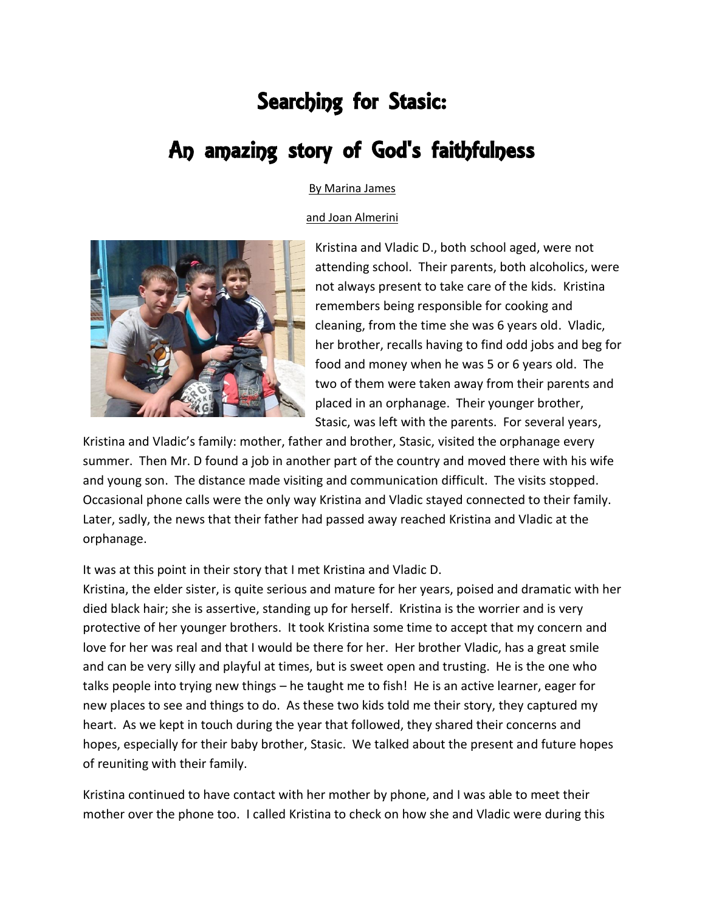# Searching for Stasic:

# An amazing story of God's faithfulness

By Marina James

and Joan Almerini

Kristina and Vladic D., both school aged, were not attending school. Their parents, both alcoholics, were not always present to take care of the kids. Kristina remembers being responsible for cooking and cleaning, from the time she was 6 years old. Vladic, her brother, recalls having to find odd jobs and beg for food and money when he was 5 or 6 years old. The two of them were taken away from their parents and placed in an orphanage. Their younger brother, Stasic, was left with the parents. For several years, Kristina and Vladic's family: mother, father and brother, Stasic, visited the orphanage every summer. Then Mr. D found a job in another part of the country and moved there with his wife and young son. The distance made visiting and communication difficult. The visits stopped. Occasional phone calls were the only way Kristina and Vladic stayed connected to their family. Later, sadly, the news that their father had passed away reached Kristina and Vladic at the orphanage.

It was at this point in their story that I met Kristina and Vladic D.
Kristina, the elder sister, is quite serious and mature for her years, poised and dramatic with her died black hair; she is assertive, standing up for herself. Kristina is the worrier and is very protective of her younger brothers. It took Kristina some time to accept that my concern and love for her was real and that I would be there for her. Her brother Vladic, has a great smile and can be very silly and playful at times, but is sweet open and trusting. He is the one who talks people into trying new things – he taught me to fish! He is an active learner, eager for new places to see and things to do. As these two kids told me their story, they captured my heart. As we kept in touch during the year that followed, they shared their concerns and hopes, especially for their baby brother, Stasic. We talked about the present and future hopes of reuniting with their family.

Kristina continued to have contact with her mother by phone, and I was able to meet their mother over the phone too. I called Kristina to check on how she and Vladic were during this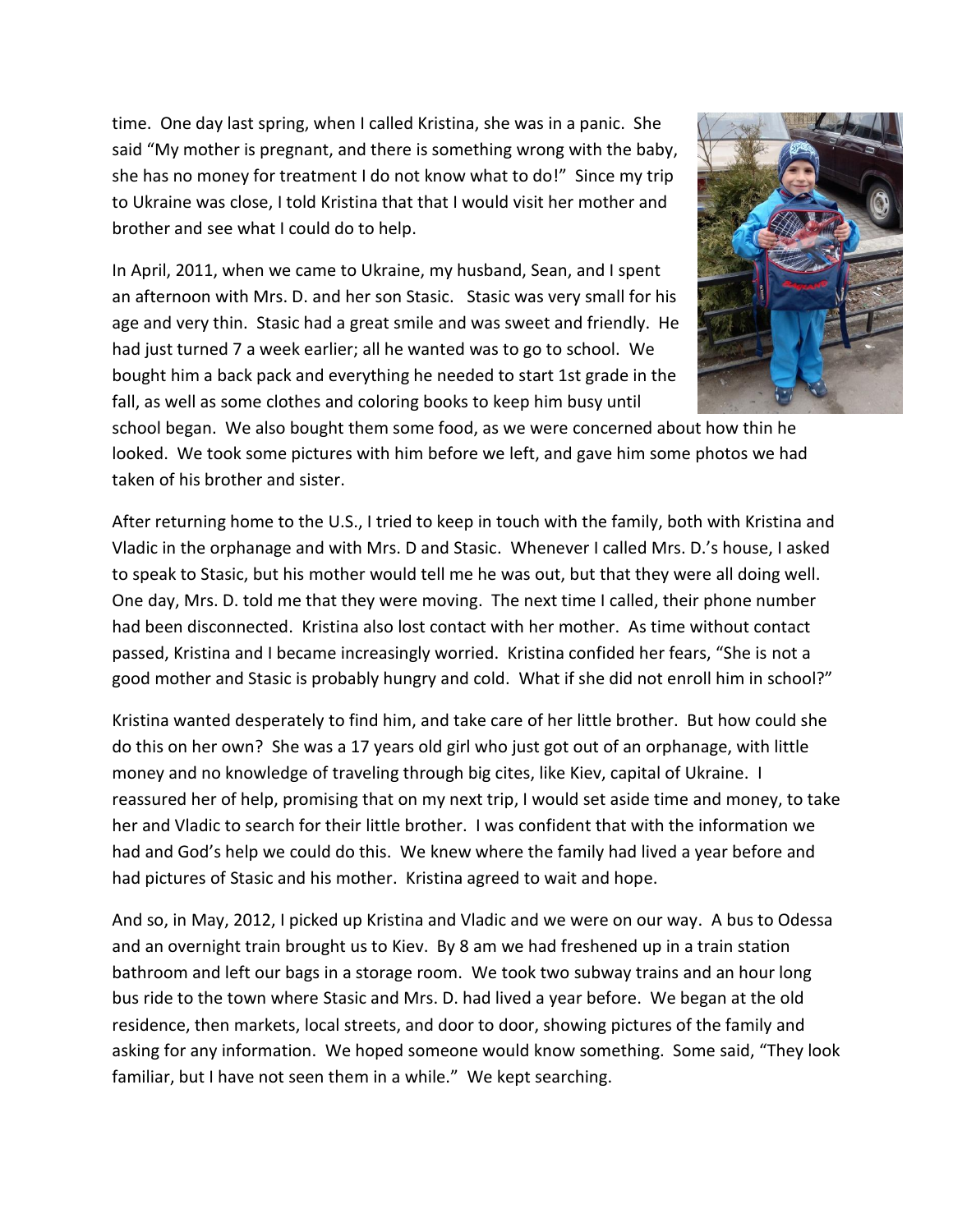time. One day last spring, when I called Kristina, she was in a panic. She said "My mother is pregnant, and there is something wrong with the baby, she has no money for treatment I do not know what to do!" Since my trip to Ukraine was close, I told Kristina that that I would visit her mother and brother and see what I could do to help.

In April, 2011, when we came to Ukraine, my husband, Sean, and I spent an afternoon with Mrs. D. and her son Stasic. Stasic was very small for his age and very thin. Stasic had a great smile and was sweet and friendly. He had just turned 7 a week earlier; all he wanted was to go to school. We bought him a back pack and everything he needed to start 1st grade in the fall, as well as some clothes and coloring books to keep him busy until school began. We also bought them some food, as we were concerned about how thin he looked. We took some pictures with him before we left, and gave him some photos we had taken of his brother and sister.

After returning home to the U.S., I tried to keep in touch with the family, both with Kristina and Vladic in the orphanage and with Mrs. D and Stasic. Whenever I called Mrs. D.'s house, I asked to speak to Stasic, but his mother would tell me he was out, but that they were all doing well. One day, Mrs. D. told me that they were moving. The next time I called, their phone number had been disconnected. Kristina also lost contact with her mother. As time without contact passed, Kristina and I became increasingly worried. Kristina confided her fears, "She is not a good mother and Stasic is probably hungry and cold. What if she did not enroll him in school?"

Kristina wanted desperately to find him, and take care of her little brother. But how could she do this on her own? She was a 17 years old girl who just got out of an orphanage, with little money and no knowledge of traveling through big cites, like Kiev, capital of Ukraine. I reassured her of help, promising that on my next trip, I would set aside time and money, to take her and Vladic to search for their little brother. I was confident that with the information we had and God's help we could do this. We knew where the family had lived a year before and had pictures of Stasic and his mother. Kristina agreed to wait and hope.

And so, in May, 2012, I picked up Kristina and Vladic and we were on our way. A bus to Odessa and an overnight train brought us to Kiev. By 8 am we had freshened up in a train station bathroom and left our bags in a storage room. We took two subway trains and an hour long bus ride to the town where Stasic and Mrs. D. had lived a year before. We began at the old residence, then markets, local streets, and door to door, showing pictures of the family and asking for any information. We hoped someone would know something. Some said, "They look familiar, but I have not seen them in a while." We kept searching.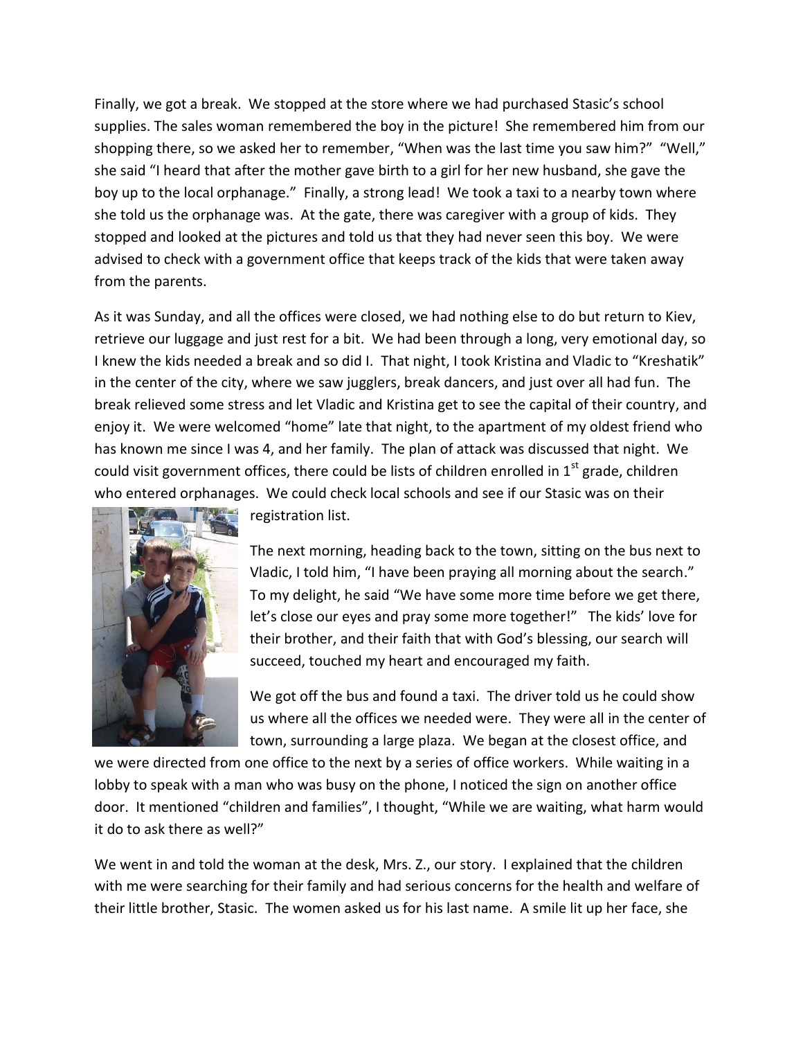Finally, we got a break. We stopped at the store where we had purchased Stasic's school supplies. The sales woman remembered the boy in the picture! She remembered him from our shopping there, so we asked her to remember, "When was the last time you saw him?" "Well," she said "I heard that after the mother gave birth to a girl for her new husband, she gave the boy up to the local orphanage." Finally, a strong lead! We took a taxi to a nearby town where she told us the orphanage was. At the gate, there was caregiver with a group of kids. They stopped and looked at the pictures and told us that they had never seen this boy. We were advised to check with a government office that keeps track of the kids that were taken away from the parents.

As it was Sunday, and all the offices were closed, we had nothing else to do but return to Kiev, retrieve our luggage and just rest for a bit. We had been through a long, very emotional day, so I knew the kids needed a break and so did I. That night, I took Kristina and Vladic to "Kreshatik" in the center of the city, where we saw jugglers, break dancers, and just over all had fun. The break relieved some stress and let Vladic and Kristina get to see the capital of their country, and enjoy it. We were welcomed "home" late that night, to the apartment of my oldest friend who has known me since I was 4, and her family. The plan of attack was discussed that night. We could visit government offices, there could be lists of children enrolled in 1st grade, children who entered orphanages. We could check local schools and see if our Stasic was on their registration list.

The next morning, heading back to the town, sitting on the bus next to Vladic, I told him, "I have been praying all morning about the search." To my delight, he said "We have some more time before we get there, let's close our eyes and pray some more together!" The kids' love for their brother, and their faith that with God's blessing, our search will succeed, touched my heart and encouraged my faith.

We got off the bus and found a taxi. The driver told us he could show us where all the offices we needed were. They were all in the center of town, surrounding a large plaza. We began at the closest office, and we were directed from one office to the next by a series of office workers. While waiting in a lobby to speak with a man who was busy on the phone, I noticed the sign on another office door. It mentioned "children and families", I thought, "While we are waiting, what harm would it do to ask there as well?"

We went in and told the woman at the desk, Mrs. Z., our story. I explained that the children with me were searching for their family and had serious concerns for the health and welfare of their little brother, Stasic. The women asked us for his last name. A smile lit up her face, she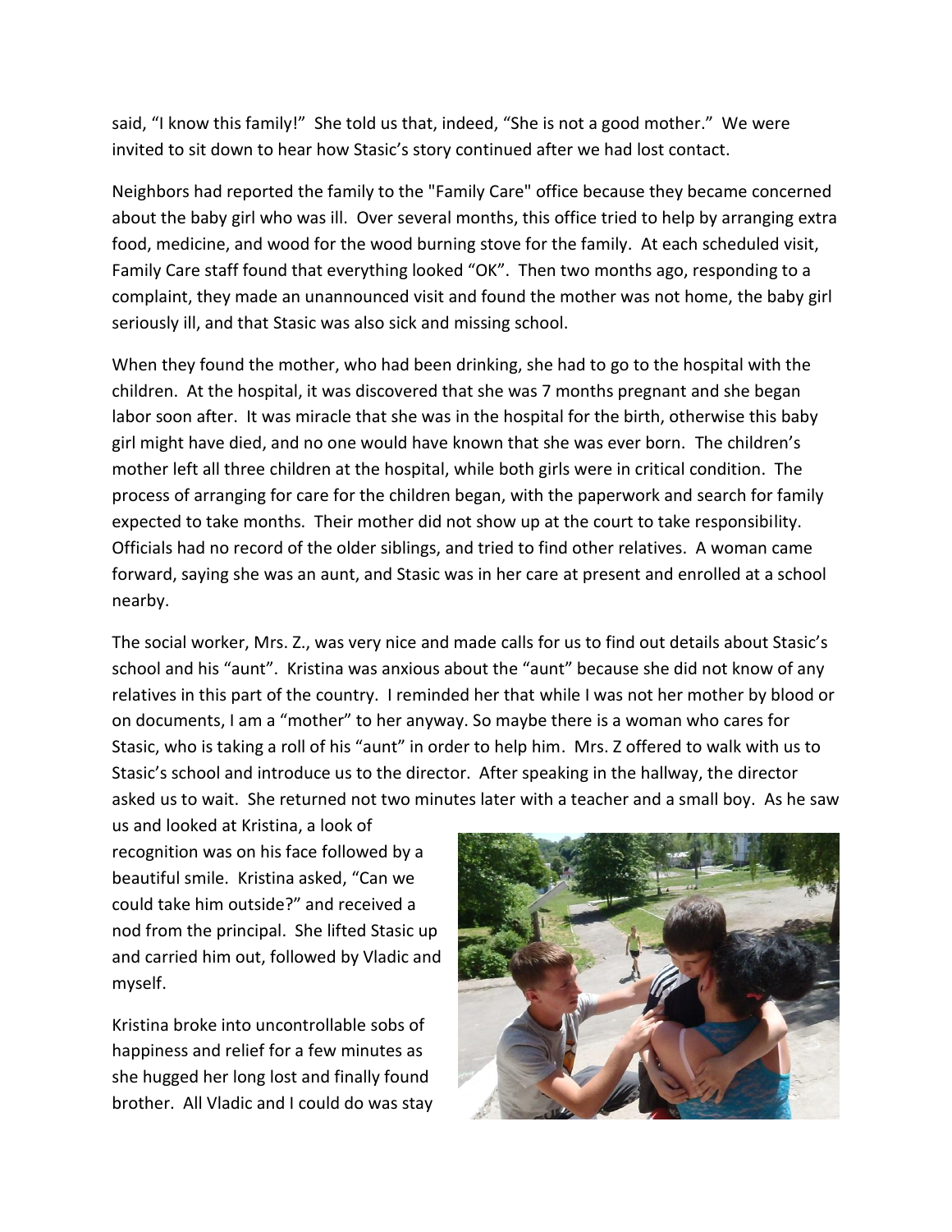said, "I know this family!" She told us that, indeed, "She is not a good mother." We were invited to sit down to hear how Stasic's story continued after we had lost contact.

Neighbors had reported the family to the "Family Care" office because they became concerned about the baby girl who was ill. Over several months, this office tried to help by arranging extra food, medicine, and wood for the wood burning stove for the family. At each scheduled visit, Family Care staff found that everything looked "OK". Then two months ago, responding to a complaint, they made an unannounced visit and found the mother was not home, the baby girl seriously ill, and that Stasic was also sick and missing school.

When they found the mother, who had been drinking, she had to go to the hospital with the children. At the hospital, it was discovered that she was 7 months pregnant and she began labor soon after. It was miracle that she was in the hospital for the birth, otherwise this baby girl might have died, and no one would have known that she was ever born. The children's mother left all three children at the hospital, while both girls were in critical condition. The process of arranging for care for the children began, with the paperwork and search for family expected to take months. Their mother did not show up at the court to take responsibility. Officials had no record of the older siblings, and tried to find other relatives. A woman came forward, saying she was an aunt, and Stasic was in her care at present and enrolled at a school nearby.

The social worker, Mrs. Z., was very nice and made calls for us to find out details about Stasic's school and his "aunt". Kristina was anxious about the "aunt" because she did not know of any relatives in this part of the country. I reminded her that while I was not her mother by blood or on documents, I am a "mother" to her anyway. So maybe there is a woman who cares for Stasic, who is taking a roll of his "aunt" in order to help him. Mrs. Z offered to walk with us to Stasic's school and introduce us to the director. After speaking in the hallway, the director asked us to wait. She returned not two minutes later with a teacher and a small boy. As he saw us and looked at Kristina, a look of recognition was on his face followed by a beautiful smile. Kristina asked, "Can we could take him outside?" and received a nod from the principal. She lifted Stasic up and carried him out, followed by Vladic and myself.

Kristina broke into uncontrollable sobs of happiness and relief for a few minutes as she hugged her long lost and finally found brother. All Vladic and I could do was stay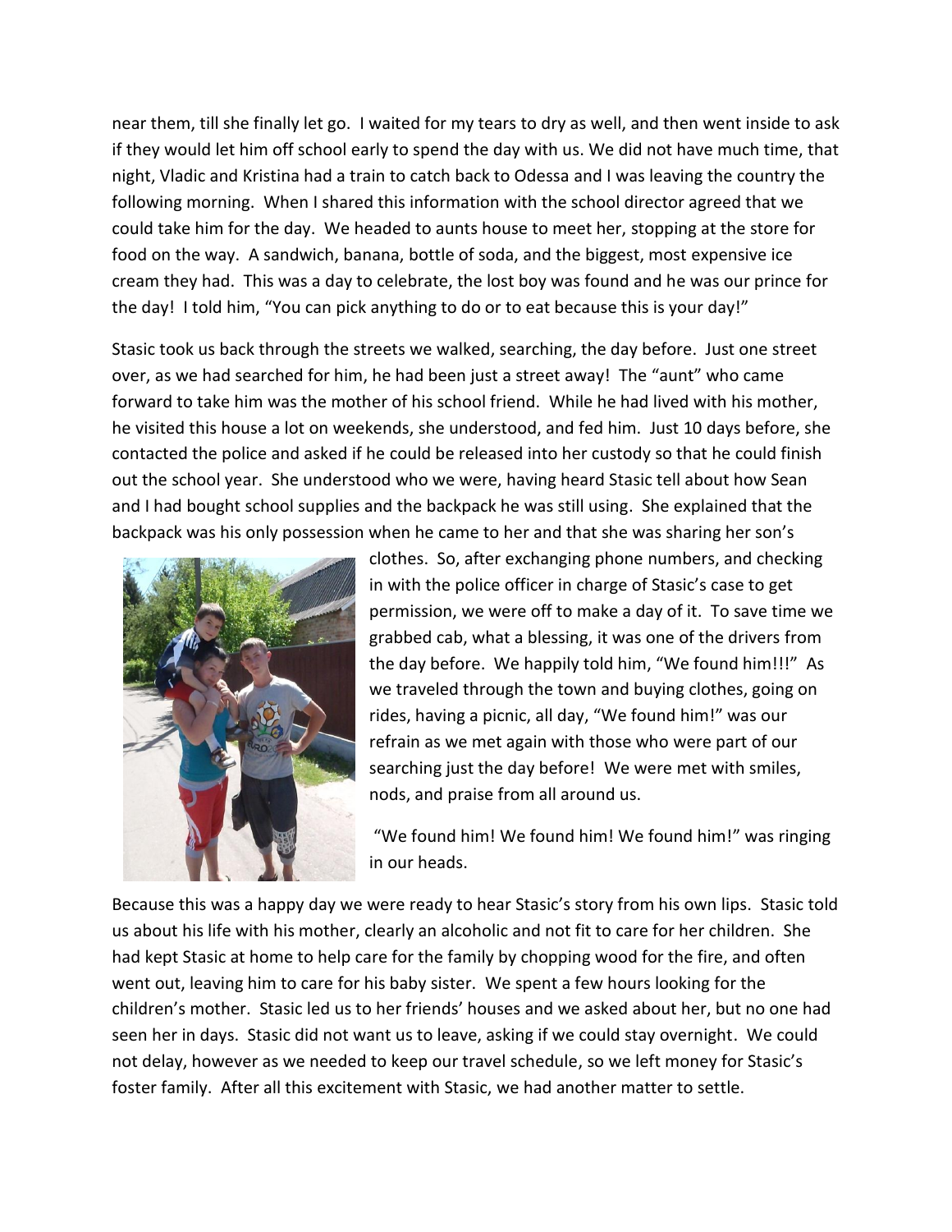near them, till she finally let go. I waited for my tears to dry as well, and then went inside to ask if they would let him off school early to spend the day with us. We did not have much time, that night, Vladic and Kristina had a train to catch back to Odessa and I was leaving the country the following morning. When I shared this information with the school director agreed that we could take him for the day. We headed to aunts house to meet her, stopping at the store for food on the way. A sandwich, banana, bottle of soda, and the biggest, most expensive ice cream they had. This was a day to celebrate, the lost boy was found and he was our prince for the day! I told him, "You can pick anything to do or to eat because this is your day!"

Stasic took us back through the streets we walked, searching, the day before. Just one street over, as we had searched for him, he had been just a street away! The "aunt" who came forward to take him was the mother of his school friend. While he had lived with his mother, he visited this house a lot on weekends, she understood, and fed him. Just 10 days before, she contacted the police and asked if he could be released into her custody so that he could finish out the school year. She understood who we were, having heard Stasic tell about how Sean and I had bought school supplies and the backpack he was still using. She explained that the backpack was his only possession when he came to her and that she was sharing her son's clothes. So, after exchanging phone numbers, and checking in with the police officer in charge of Stasic's case to get permission, we were off to make a day of it. To save time we grabbed cab, what a blessing, it was one of the drivers from the day before. We happily told him, "We found him!!!" As we traveled through the town and buying clothes, going on rides, having a picnic, all day, "We found him!" was our refrain as we met again with those who were part of our searching just the day before! We were met with smiles, nods, and praise from all around us.

"We found him! We found him! We found him!" was ringing in our heads.

Because this was a happy day we were ready to hear Stasic's story from his own lips. Stasic told us about his life with his mother, clearly an alcoholic and not fit to care for her children. She had kept Stasic at home to help care for the family by chopping wood for the fire, and often went out, leaving him to care for his baby sister. We spent a few hours looking for the children's mother. Stasic led us to her friends' houses and we asked about her, but no one had seen her in days. Stasic did not want us to leave, asking if we could stay overnight. We could not delay, however as we needed to keep our travel schedule, so we left money for Stasic's foster family. After all this excitement with Stasic, we had another matter to settle.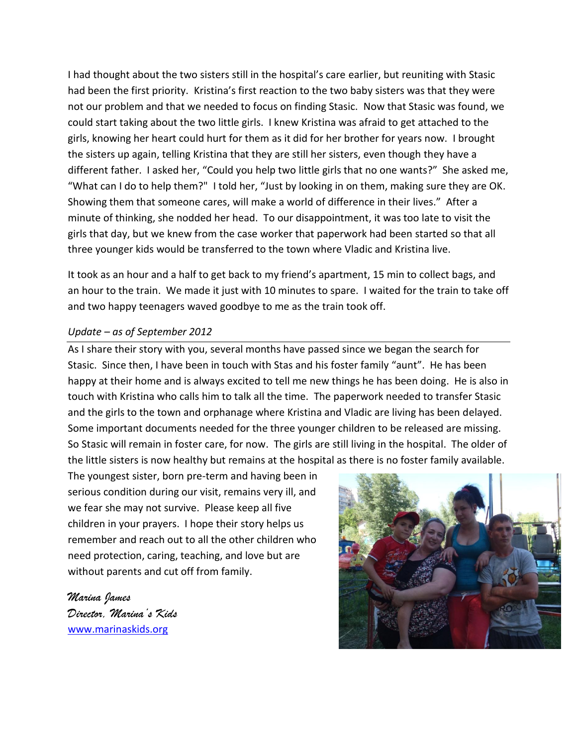I had thought about the two sisters still in the hospital's care earlier, but reuniting with Stasic had been the first priority. Kristina's first reaction to the two baby sisters was that they were not our problem and that we needed to focus on finding Stasic. Now that Stasic was found, we could start taking about the two little girls. I knew Kristina was afraid to get attached to the girls, knowing her heart could hurt for them as it did for her brother for years now. I brought the sisters up again, telling Kristina that they are still her sisters, even though they have a different father. I asked her, "Could you help two little girls that no one wants?" She asked me, "What can I do to help them?" I told her, "Just by looking in on them, making sure they are OK. Showing them that someone cares, will make a world of difference in their lives." After a minute of thinking, she nodded her head. To our disappointment, it was too late to visit the girls that day, but we knew from the case worker that paperwork had been started so that all three younger kids would be transferred to the town where Vladic and Kristina live.

It took as an hour and a half to get back to my friend's apartment, 15 min to collect bags, and an hour to the train. We made it just with 10 minutes to spare. I waited for the train to take off and two happy teenagers waved goodbye to me as the train took off.

*Update – as of September 2012*

As I share their story with you, several months have passed since we began the search for Stasic. Since then, I have been in touch with Stas and his foster family "aunt". He has been happy at their home and is always excited to tell me new things he has been doing. He is also in touch with Kristina who calls him to talk all the time. The paperwork needed to transfer Stasic and the girls to the town and orphanage where Kristina and Vladic are living has been delayed. Some important documents needed for the three younger children to be released are missing. So Stasic will remain in foster care, for now. The girls are still living in the hospital. The older of the little sisters is now healthy but remains at the hospital as there is no foster family available. The youngest sister, born pre-term and having been in serious condition during our visit, remains very ill, and we fear she may not survive. Please keep all five children in your prayers. I hope their story helps us remember and reach out to all the other children who need protection, caring, teaching, and love but are without parents and cut off from family.

*Marina James*
*Director, Marina's Kids*
[www.marinaskids.org](http://www.marinaskids.org)